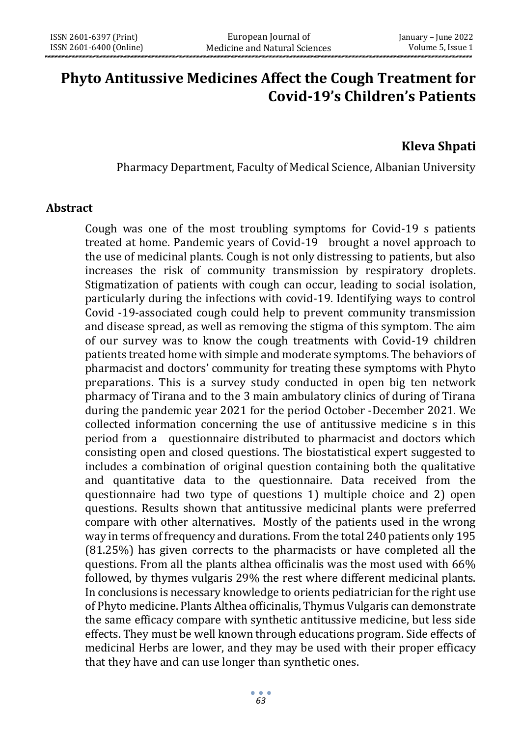# Phyto Antitussive Medicines Affect the Cough Treatment for Covid-19's Children's Patients

**Kleva Shpati**

Pharmacy Department, Faculty of Medical Science, Albanian University

## Abstract

Cough was one of the most troubling symptoms for Covid-19 s patients treated at home. Pandemic years of Covid-19 brought a novel approach to the use of medicinal plants. Cough is not only distressing to patients, but also increases the risk of community transmission by respiratory droplets. Stigmatization of patients with cough can occur, leading to social isolation, particularly during the infections with covid-19. Identifying ways to control Covid -19-associated cough could help to prevent community transmission and disease spread, as well as removing the stigma of this symptom. The aim of our survey was to know the cough treatments with Covid-19 children patients treated home with simple and moderate symptoms. The behaviors of pharmacist and doctors' community for treating these symptoms with Phyto preparations. This is a survey study conducted in open big ten network pharmacy of Tirana and to the 3 main ambulatory clinics of during of Tirana during the pandemic year 2021 for the period October -December 2021. We collected information concerning the use of antitussive medicine s in this period from a questionnaire distributed to pharmacist and doctors which consisting open and closed questions. The biostatistical expert suggested to includes a combination of original question containing both the qualitative and quantitative data to the questionnaire. Data received from the questionnaire had two type of questions 1) multiple choice and 2) open questions. Results shown that antitussive medicinal plants were preferred compare with other alternatives. Mostly of the patients used in the wrong way in terms of frequency and durations. From the total 240 patients only 195 (81.25%) has given corrects to the pharmacists or have completed all the questions. From all the plants althea officinalis was the most used with 66% followed, by thymes vulgaris 29% the rest where different medicinal plants. In conclusions is necessary knowledge to orients pediatrician for the right use of Phyto medicine. Plants Althea officinalis, Thymus Vulgaris can demonstrate the same efficacy compare with synthetic antitussive medicine, but less side effects. They must be well known through educations program. Side effects of medicinal Herbs are lower, and they may be used with their proper efficacy that they have and can use longer than synthetic ones.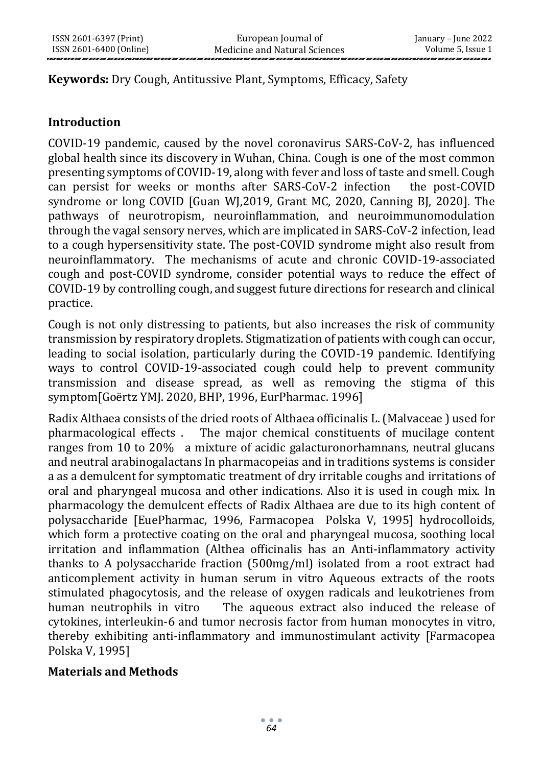**Keywords:** Dry Cough, Antitussive Plant, Symptoms, Efficacy, Safety

## Introduction

COVID-19 pandemic, caused by the novel coronavirus SARS-CoV-2, has influenced global health since its discovery in Wuhan, China. Cough is one of the most common presenting symptoms of COVID-19, along with fever and loss of taste and smell. Cough can persist for weeks or months after SARS-CoV-2 infection  the post-COVID syndrome or long COVID [Guan WJ,2019, Grant MC, 2020, Canning BJ, 2020]. The pathways of neurotropism, neuroinflammation, and neuroimmunomodulation through the vagal sensory nerves, which are implicated in SARS-CoV-2 infection, lead to a cough hypersensitivity state. The post-COVID syndrome might also result from neuroinflammatory.  The mechanisms of acute and chronic COVID-19-associated cough and post-COVID syndrome, consider potential ways to reduce the effect of COVID-19 by controlling cough, and suggest future directions for research and clinical practice.

Cough is not only distressing to patients, but also increases the risk of community transmission by respiratory droplets. Stigmatization of patients with cough can occur, leading to social isolation, particularly during the COVID-19 pandemic. Identifying ways to control COVID-19-associated cough could help to prevent community transmission and disease spread, as well as removing the stigma of this symptom[Goërtz YMJ. 2020, BHP, 1996, EurPharmac. 1996]

Radix Althaea consists of the dried roots of Althaea officinalis L. (Malvaceae ) used for pharmacological effects .  The major chemical constituents of mucilage content ranges from 10 to 20%  a mixture of acidic galacturonorhamnans, neutral glucans and neutral arabinogalactans In pharmacopeias and in traditions systems is consider a as a demulcent for symptomatic treatment of dry irritable coughs and irritations of oral and pharyngeal mucosa and other indications. Also it is used in cough mix. In pharmacology the demulcent effects of Radix Althaea are due to its high content of polysaccharide [EuePharmac, 1996, Farmacopea  Polska V, 1995] hydrocolloids, which form a protective coating on the oral and pharyngeal mucosa, soothing local irritation and inflammation (Althea officinalis has an Anti-inflammatory activity thanks to A polysaccharide fraction (500mg/ml) isolated from a root extract had anticomplement activity in human serum in vitro Aqueous extracts of the roots stimulated phagocytosis, and the release of oxygen radicals and leukotrienes from human neutrophils in vitro  The aqueous extract also induced the release of cytokines, interleukin-6 and tumor necrosis factor from human monocytes in vitro, thereby exhibiting anti-inflammatory and immunostimulant activity [Farmacopea Polska V, 1995]

## Materials and Methods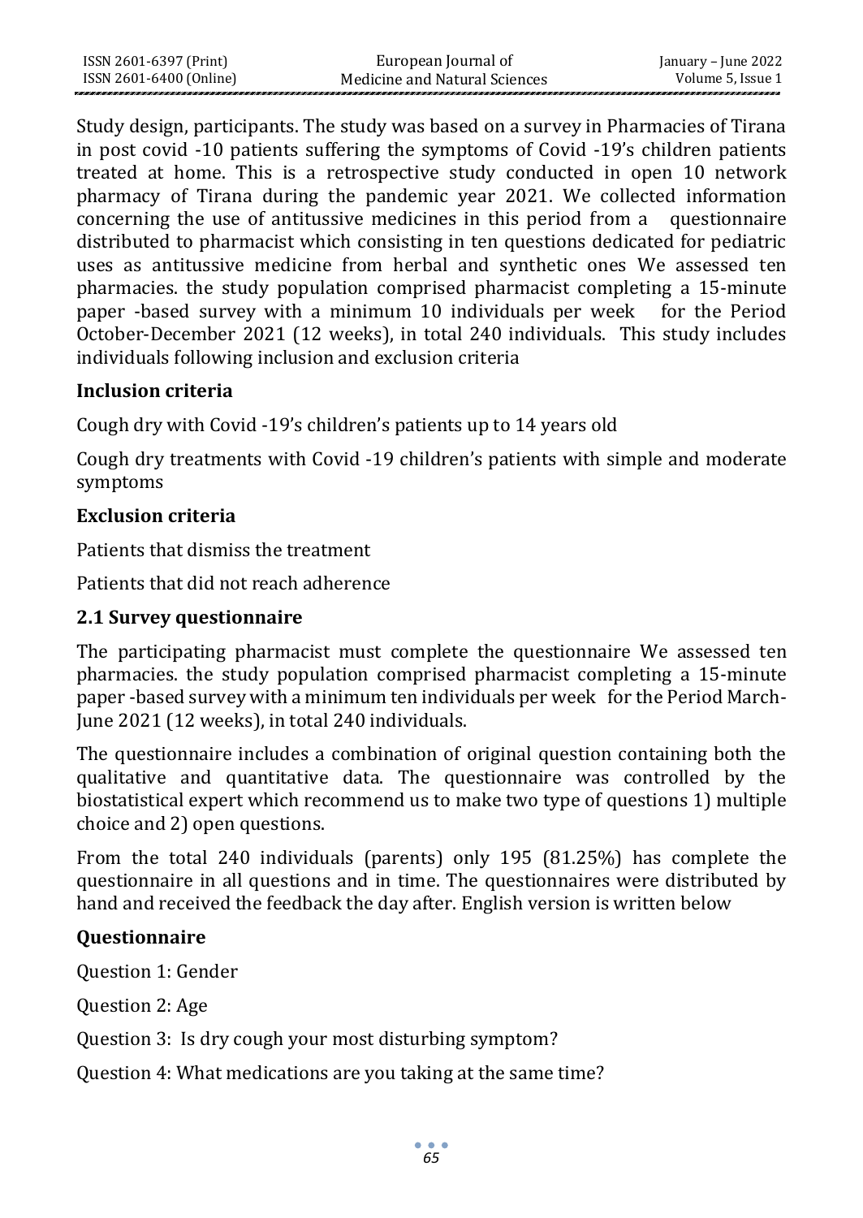Study design, participants. The study was based on a survey in Pharmacies of Tirana in post covid -10 patients suffering the symptoms of Covid -19's children patients treated at home. This is a retrospective study conducted in open 10 network pharmacy of Tirana during the pandemic year 2021. We collected information concerning the use of antitussive medicines in this period from a questionnaire distributed to pharmacist which consisting in ten questions dedicated for pediatric uses as antitussive medicine from herbal and synthetic ones We assessed ten pharmacies. the study population comprised pharmacist completing a 15-minute paper -based survey with a minimum 10 individuals per week for the Period October-December 2021 (12 weeks), in total 240 individuals. This study includes individuals following inclusion and exclusion criteria

**Inclusion criteria**

Cough dry with Covid -19's children's patients up to 14 years old

Cough dry treatments with Covid -19 children's patients with simple and moderate symptoms

**Exclusion criteria**

Patients that dismiss the treatment

Patients that did not reach adherence

### 2.1 Survey questionnaire

The participating pharmacist must complete the questionnaire We assessed ten pharmacies. the study population comprised pharmacist completing a 15-minute paper -based survey with a minimum ten individuals per week for the Period March-June 2021 (12 weeks), in total 240 individuals.

The questionnaire includes a combination of original question containing both the qualitative and quantitative data. The questionnaire was controlled by the biostatistical expert which recommend us to make two type of questions 1) multiple choice and 2) open questions.

From the total 240 individuals (parents) only 195 (81.25%) has complete the questionnaire in all questions and in time. The questionnaires were distributed by hand and received the feedback the day after. English version is written below

**Questionnaire**

Question 1: Gender

Question 2: Age

Question 3: Is dry cough your most disturbing symptom?

Question 4: What medications are you taking at the same time?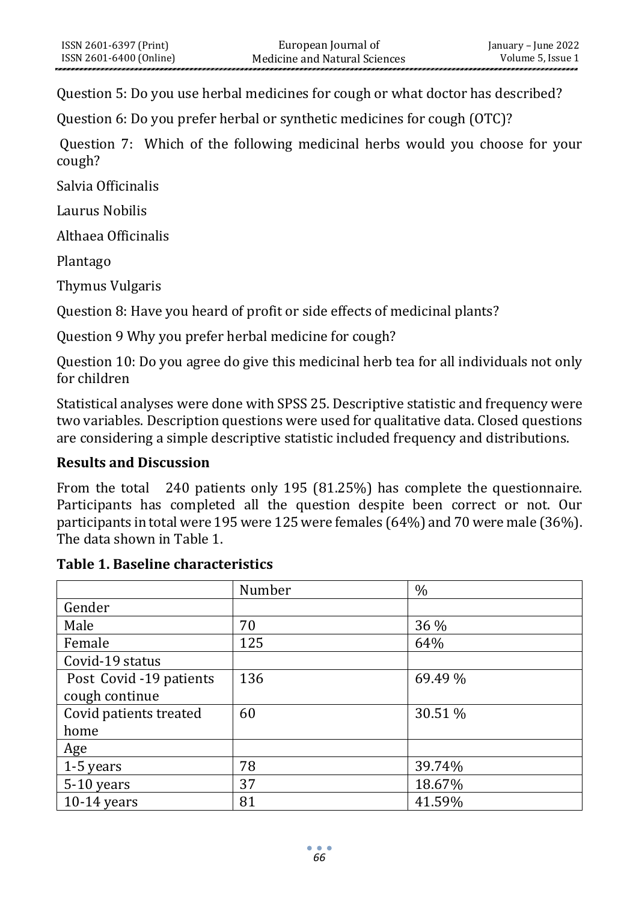Question 5: Do you use herbal medicines for cough or what doctor has described?

Question 6: Do you prefer herbal or synthetic medicines for cough (OTC)?

Question 7: Which of the following medicinal herbs would you choose for your cough?

Salvia Officinalis

Laurus Nobilis

Althaea Officinalis

Plantago

Thymus Vulgaris

Question 8: Have you heard of profit or side effects of medicinal plants?

Question 9 Why you prefer herbal medicine for cough?

Question 10: Do you agree do give this medicinal herb tea for all individuals not only for children

Statistical analyses were done with SPSS 25. Descriptive statistic and frequency were two variables. Description questions were used for qualitative data. Closed questions are considering a simple descriptive statistic included frequency and distributions.

## Results and Discussion

From the total 240 patients only 195 (81.25%) has complete the questionnaire. Participants has completed all the question despite been correct or not. Our participants in total were 195 were 125 were females (64%) and 70 were male (36%). The data shown in Table 1.

**Table 1. Baseline characteristics**

| | Number | % |
|---|---|---|
| Gender | | |
| Male | 70 | 36 % |
| Female | 125 | 64% |
| Covid-19 status | | |
| Post Covid -19 patients cough continue | 136 | 69.49 % |
| Covid patients treated home | 60 | 30.51 % |
| Age | | |
| 1-5 years | 78 | 39.74% |
| 5-10 years | 37 | 18.67% |
| 10-14 years | 81 | 41.59% |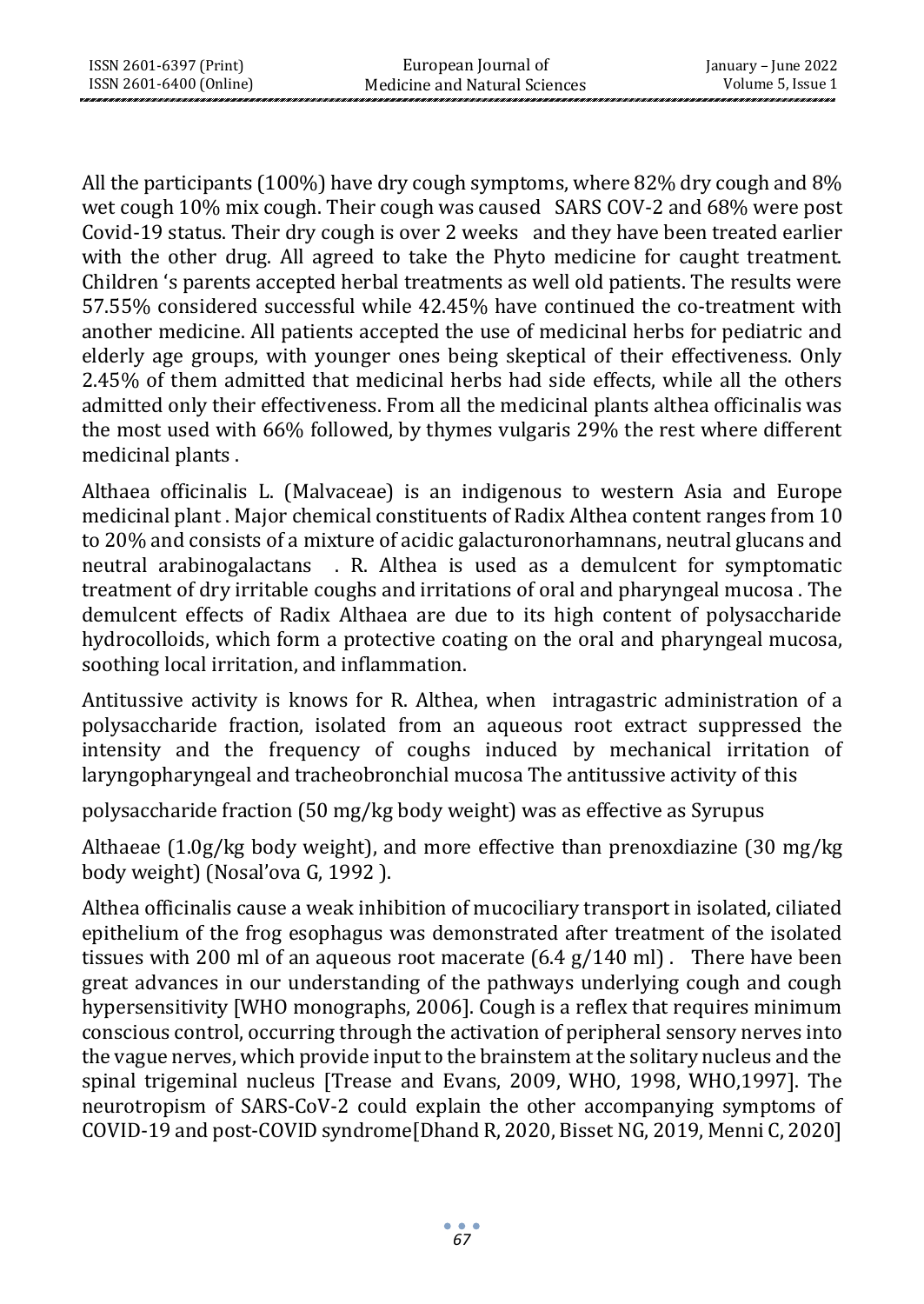All the participants (100%) have dry cough symptoms, where 82% dry cough and 8% wet cough 10% mix cough. Their cough was caused SARS COV-2 and 68% were post Covid-19 status. Their dry cough is over 2 weeks and they have been treated earlier with the other drug. All agreed to take the Phyto medicine for caught treatment. Children 's parents accepted herbal treatments as well old patients. The results were 57.55% considered successful while 42.45% have continued the co-treatment with another medicine. All patients accepted the use of medicinal herbs for pediatric and elderly age groups, with younger ones being skeptical of their effectiveness. Only 2.45% of them admitted that medicinal herbs had side effects, while all the others admitted only their effectiveness. From all the medicinal plants althea officinalis was the most used with 66% followed, by thymes vulgaris 29% the rest where different medicinal plants .

Althaea officinalis L. (Malvaceae) is an indigenous to western Asia and Europe medicinal plant . Major chemical constituents of Radix Althea content ranges from 10 to 20% and consists of a mixture of acidic galacturonorhamnans, neutral glucans and neutral arabinogalactans . R. Althea is used as a demulcent for symptomatic treatment of dry irritable coughs and irritations of oral and pharyngeal mucosa . The demulcent effects of Radix Althaea are due to its high content of polysaccharide hydrocolloids, which form a protective coating on the oral and pharyngeal mucosa, soothing local irritation, and inflammation.

Antitussive activity is knows for R. Althea, when intragastric administration of a polysaccharide fraction, isolated from an aqueous root extract suppressed the intensity and the frequency of coughs induced by mechanical irritation of laryngopharyngeal and tracheobronchial mucosa The antitussive activity of this

polysaccharide fraction (50 mg/kg body weight) was as effective as Syrupus

Althaeae (1.0g/kg body weight), and more effective than prenoxdiazine (30 mg/kg body weight) (Nosal'ova G, 1992 ).

Althea officinalis cause a weak inhibition of mucociliary transport in isolated, ciliated epithelium of the frog esophagus was demonstrated after treatment of the isolated tissues with 200 ml of an aqueous root macerate (6.4 g/140 ml) . There have been great advances in our understanding of the pathways underlying cough and cough hypersensitivity [WHO monographs, 2006]. Cough is a reflex that requires minimum conscious control, occurring through the activation of peripheral sensory nerves into the vague nerves, which provide input to the brainstem at the solitary nucleus and the spinal trigeminal nucleus [Trease and Evans, 2009, WHO, 1998, WHO,1997]. The neurotropism of SARS-CoV-2 could explain the other accompanying symptoms of COVID-19 and post-COVID syndrome[Dhand R, 2020, Bisset NG, 2019, Menni C, 2020]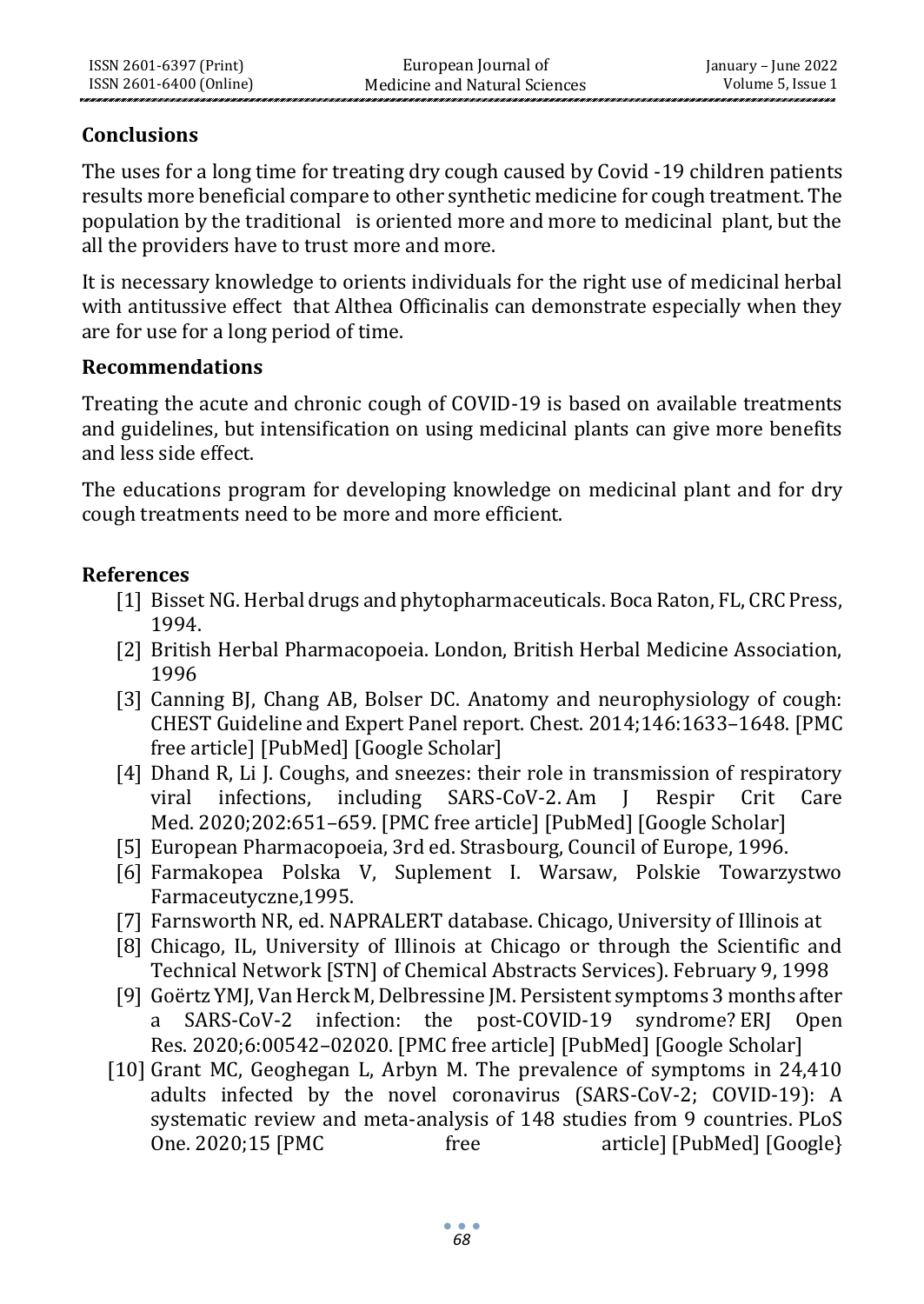## Conclusions

The uses for a long time for treating dry cough caused by Covid -19 children patients results more beneficial compare to other synthetic medicine for cough treatment. The population by the traditional is oriented more and more to medicinal plant, but the all the providers have to trust more and more.

It is necessary knowledge to orients individuals for the right use of medicinal herbal with antitussive effect that Althea Officinalis can demonstrate especially when they are for use for a long period of time.

## Recommendations

Treating the acute and chronic cough of COVID-19 is based on available treatments and guidelines, but intensification on using medicinal plants can give more benefits and less side effect.

The educations program for developing knowledge on medicinal plant and for dry cough treatments need to be more and more efficient.

## References

[1] Bisset NG. Herbal drugs and phytopharmaceuticals. Boca Raton, FL, CRC Press, 1994.

[2] British Herbal Pharmacopoeia. London, British Herbal Medicine Association, 1996

[3] Canning BJ, Chang AB, Bolser DC. Anatomy and neurophysiology of cough: CHEST Guideline and Expert Panel report. Chest. 2014;146:1633–1648. [PMC free article] [PubMed] [Google Scholar]

[4] Dhand R, Li J. Coughs, and sneezes: their role in transmission of respiratory viral infections, including SARS-CoV-2. Am J Respir Crit Care Med. 2020;202:651–659. [PMC free article] [PubMed] [Google Scholar]

[5] European Pharmacopoeia, 3rd ed. Strasbourg, Council of Europe, 1996.

[6] Farmakopea Polska V, Suplement I. Warsaw, Polskie Towarzystwo Farmaceutyczne,1995.

[7] Farnsworth NR, ed. NAPRALERT database. Chicago, University of Illinois at

[8] Chicago, IL, University of Illinois at Chicago or through the Scientific and Technical Network [STN] of Chemical Abstracts Services). February 9, 1998

[9] Goërtz YMJ, Van Herck M, Delbressine JM. Persistent symptoms 3 months after a SARS-CoV-2 infection: the post-COVID-19 syndrome? ERJ Open Res. 2020;6:00542–02020. [PMC free article] [PubMed] [Google Scholar]

[10] Grant MC, Geoghegan L, Arbyn M. The prevalence of symptoms in 24,410 adults infected by the novel coronavirus (SARS-CoV-2; COVID-19): A systematic review and meta-analysis of 148 studies from 9 countries. PLoS One. 2020;15 [PMC free article] [PubMed] [Google}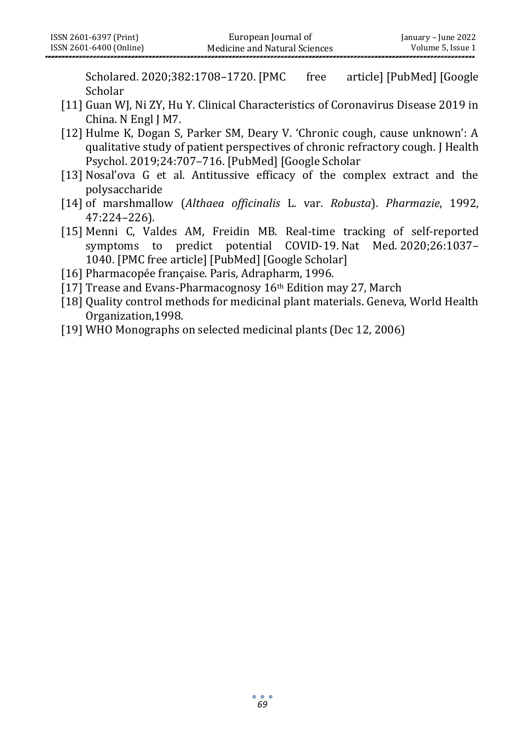Scholared. 2020;382:1708–1720. [PMC free article] [PubMed] [Google Scholar

[11] Guan WJ, Ni ZY, Hu Y. Clinical Characteristics of Coronavirus Disease 2019 in China. N Engl J M7.

[12] Hulme K, Dogan S, Parker SM, Deary V. 'Chronic cough, cause unknown': A qualitative study of patient perspectives of chronic refractory cough. J Health Psychol. 2019;24:707–716. [PubMed] [Google Scholar

[13] Nosal'ova G et al. Antitussive efficacy of the complex extract and the polysaccharide

[14] of marshmallow (*Althaea officinalis* L. var. *Robusta*). *Pharmazie*, 1992, 47:224–226).

[15] Menni C, Valdes AM, Freidin MB. Real-time tracking of self-reported symptoms to predict potential COVID-19. Nat Med. 2020;26:1037–1040. [PMC free article] [PubMed] [Google Scholar]

[16] Pharmacopée française. Paris, Adrapharm, 1996.

[17] Trease and Evans-Pharmacognosy 16th Edition may 27, March

[18] Quality control methods for medicinal plant materials. Geneva, World Health Organization,1998.

[19] WHO Monographs on selected medicinal plants (Dec 12, 2006)